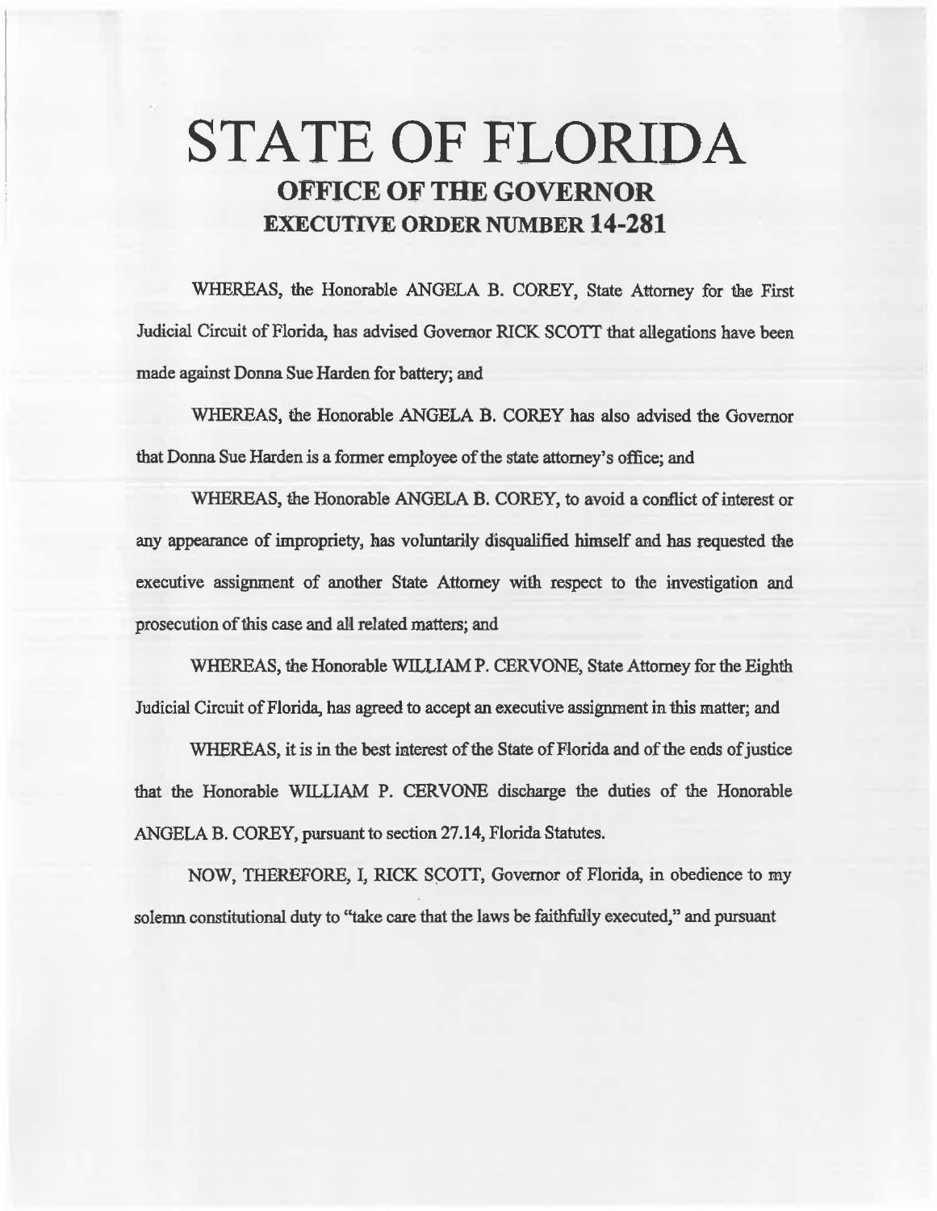# STATE OF FLORIDA

## OFFICE OF THE GOVERNOR

## EXECUTIVE ORDER NUMBER 14-281

WHEREAS, the Honorable ANGELA B. COREY, State Attorney for the First Judicial Circuit of Florida, has advised Governor RICK SCOTT that allegations have been made against Donna Sue Harden for battery; and

WHEREAS, the Honorable ANGELA B. COREY has also advised the Governor that Donna Sue Harden is a former employee of the state attorney's office; and

WHEREAS, the Honorable ANGELA B. COREY, to avoid a conflict of interest or any appearance of impropriety, has voluntarily disqualified himself and has requested the executive assignment of another State Attorney with respect to the investigation and prosecution of this case and all related matters; and

WHEREAS, the Honorable WILLIAM P. CERVONE, State Attorney for the Eighth Judicial Circuit of Florida, has agreed to accept an executive assignment in this matter; and

WHEREAS, it is in the best interest of the State of Florida and of the ends of justice that the Honorable WILLIAM P. CERVONE discharge the duties of the Honorable ANGELA B. COREY, pursuant to section 27.14, Florida Statutes.

NOW, THEREFORE, I, RICK SCOTT, Governor of Florida, in obedience to my solemn constitutional duty to "take care that the laws be faithfully executed," and pursuant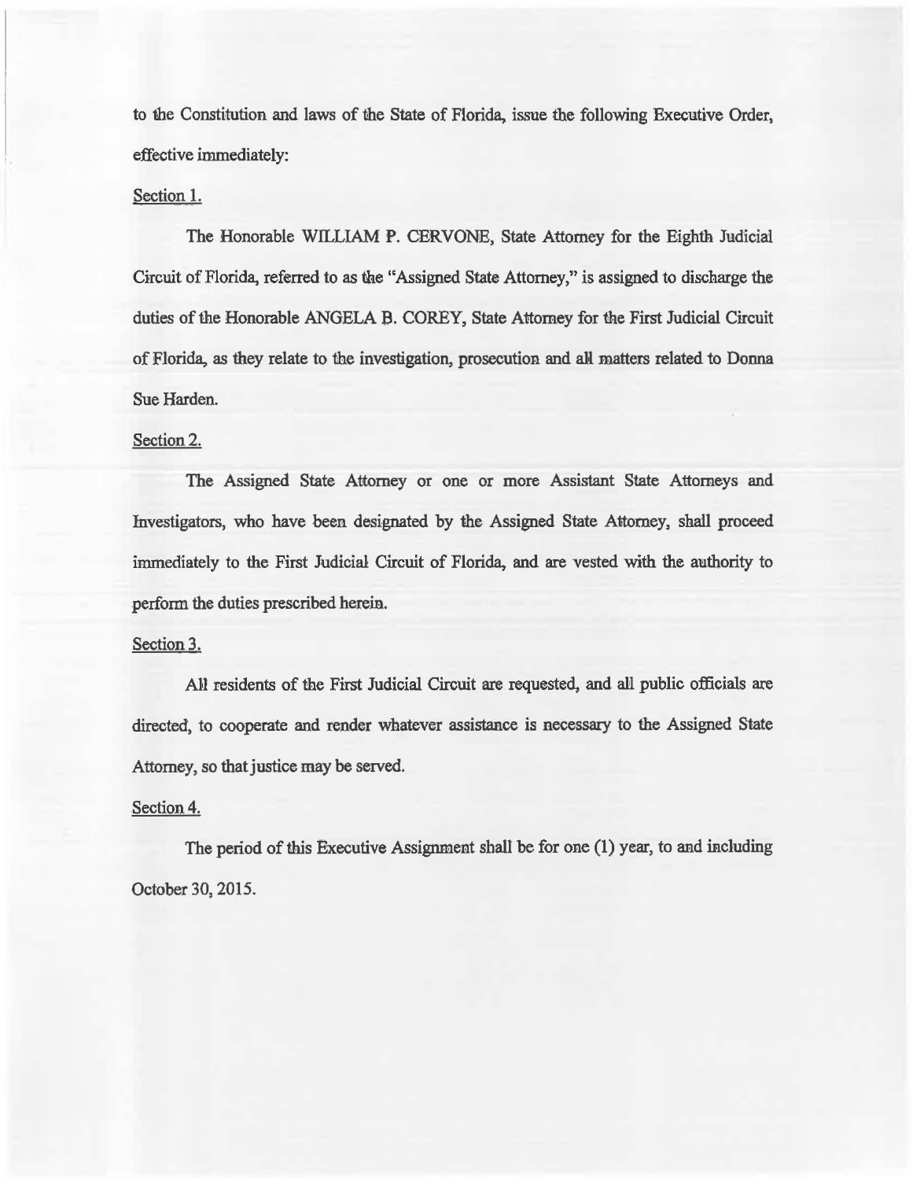to the Constitution and laws of the State of Florida, issue the following Executive Order, effective immediately:

Section 1.

The Honorable WILLIAM P. CERVONE, State Attorney for the Eighth Judicial Circuit of Florida, referred to as the "Assigned State Attorney," is assigned to discharge the duties of the Honorable ANGELA B. COREY, State Attorney for the First Judicial Circuit of Florida, as they relate to the investigation, prosecution and all matters related to Donna Sue Harden.

Section 2.

The Assigned State Attorney or one or more Assistant State Attorneys and Investigators, who have been designated by the Assigned State Attorney, shall proceed immediately to the First Judicial Circuit of Florida, and are vested with the authority to perform the duties prescribed herein.

Section 3.

All residents of the First Judicial Circuit are requested, and all public officials are directed, to cooperate and render whatever assistance is necessary to the Assigned State Attorney, so that justice may be served.

Section 4.

The period of this Executive Assignment shall be for one (1) year, to and including October 30, 2015.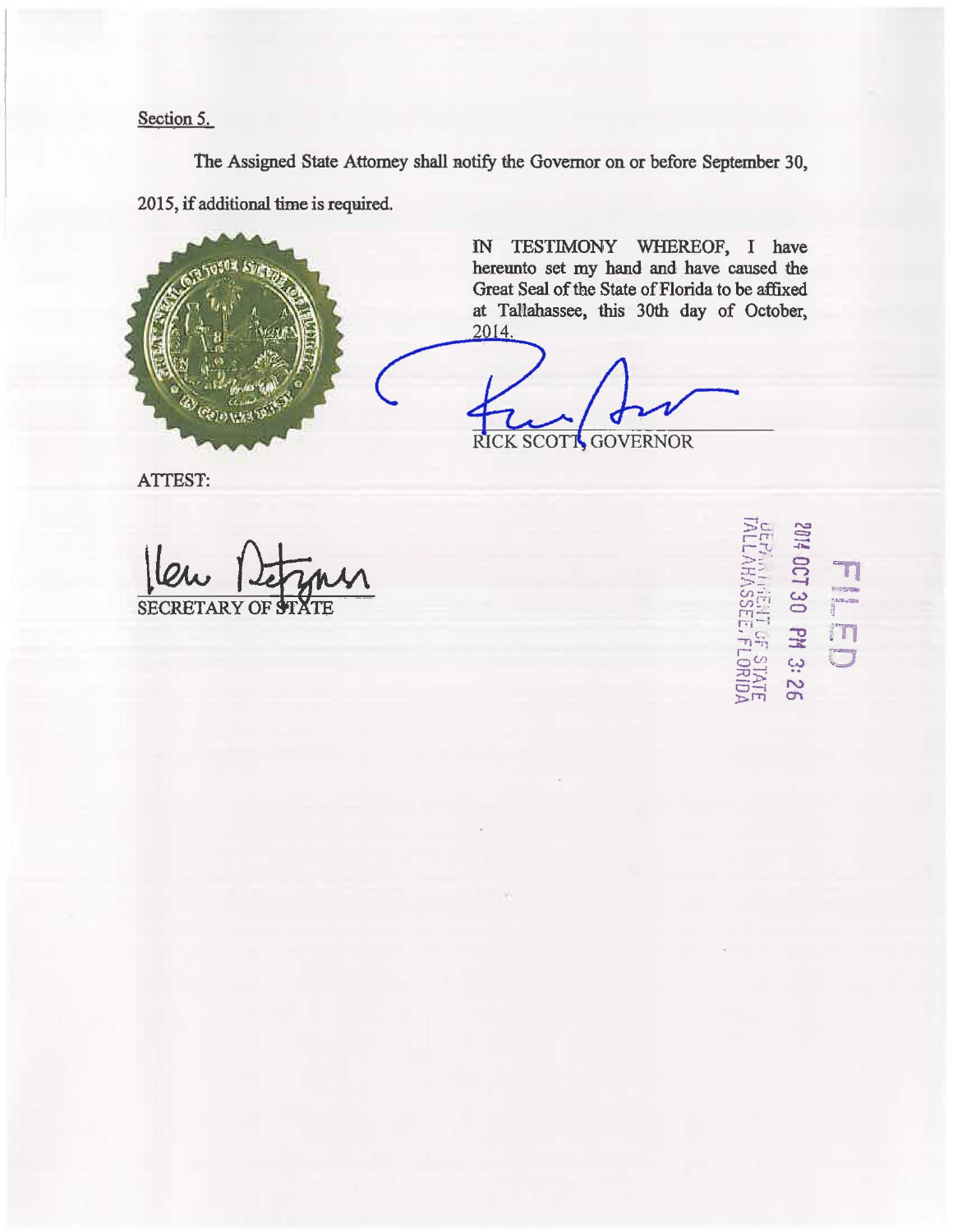Section 5.

The Assigned State Attorney shall notify the Governor on or before September 30, 2015, if additional time is required.

IN TESTIMONY WHEREOF, I have hereunto set my hand and have caused the Great Seal of the State of Florida to be affixed at Tallahassee, this 30th day of October, 2014.

RICK SCOTT, GOVERNOR

ATTEST:

SECRETARY OF STATE

FILED

2014 OCT 30 PM 3:26

DEPARTMENT OF STATE
TALLAHASSEE, FLORIDA